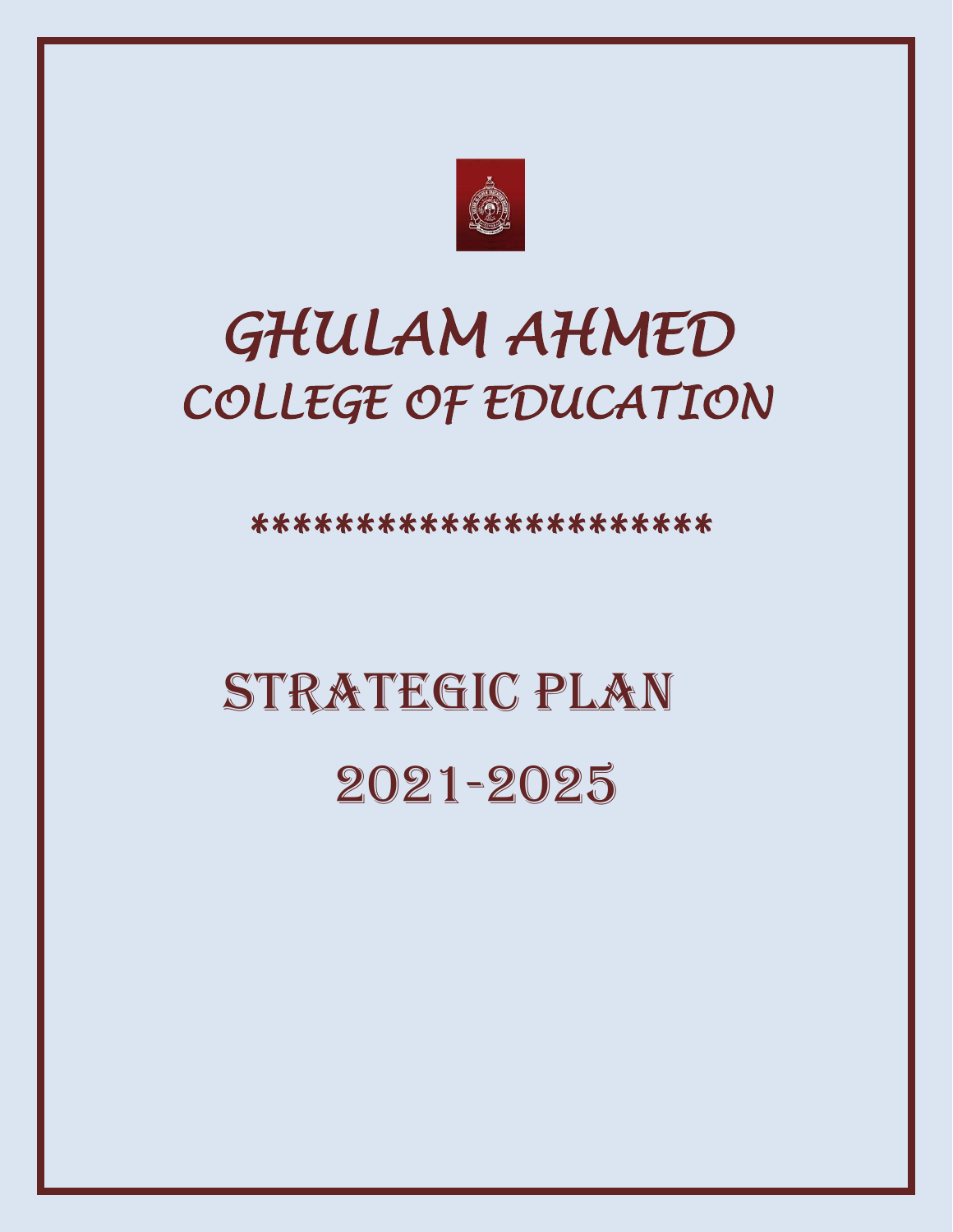# GHULAM AHMED

## COLLEGE OF EDUCATION

************************

# STRATEGIC PLAN

## 2021-2025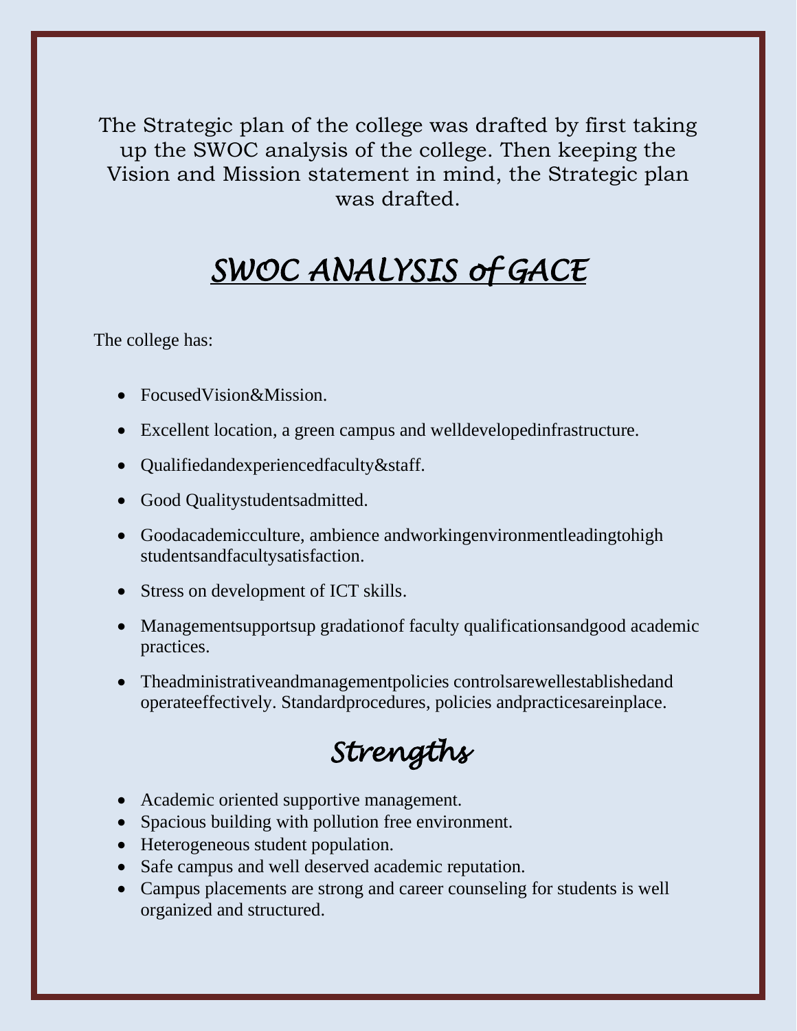The Strategic plan of the college was drafted by first taking up the SWOC analysis of the college. Then keeping the Vision and Mission statement in mind, the Strategic plan was drafted.

# *SWOC ANALYSIS of GACE*

The college has:

- FocusedVision&Mission.
- Excellent location, a green campus and welldevelopedinfrastructure.
- Qualifiedandexperiencedfaculty&staff.
- Good Qualitystudentsadmitted.
- Goodacademicculture, ambience andworkingenvironmentleadingtohigh studentsandfacultysatisfaction.
- Stress on development of ICT skills.
- Managementsupportsup gradationof faculty qualificationsandgood academic practices.
- Theadministrativeandmanagementpolicies controlsarewellestablishedand operateeffectively. Standardprocedures, policies andpracticesareinplace.

## *Strengths*

- Academic oriented supportive management.
- Spacious building with pollution free environment.
- Heterogeneous student population.
- Safe campus and well deserved academic reputation.
- Campus placements are strong and career counseling for students is well organized and structured.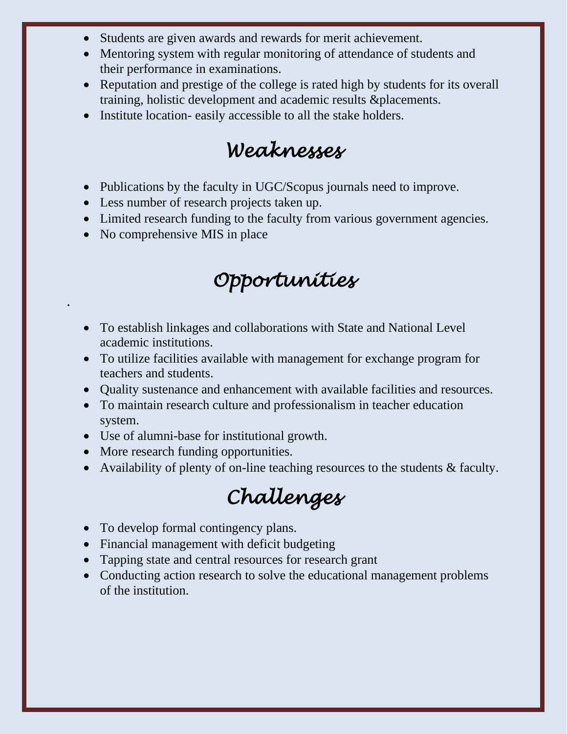- Students are given awards and rewards for merit achievement.
- Mentoring system with regular monitoring of attendance of students and their performance in examinations.
- Reputation and prestige of the college is rated high by students for its overall training, holistic development and academic results &placements.
- Institute location- easily accessible to all the stake holders.

## *Weaknesses*

- Publications by the faculty in UGC/Scopus journals need to improve.
- Less number of research projects taken up.
- Limited research funding to the faculty from various government agencies.
- No comprehensive MIS in place

## *Opportunities*

.

- To establish linkages and collaborations with State and National Level academic institutions.
- To utilize facilities available with management for exchange program for teachers and students.
- Quality sustenance and enhancement with available facilities and resources.
- To maintain research culture and professionalism in teacher education system.
- Use of alumni-base for institutional growth.
- More research funding opportunities.
- Availability of plenty of on-line teaching resources to the students & faculty.

## *Challenges*

- To develop formal contingency plans.
- Financial management with deficit budgeting
- Tapping state and central resources for research grant
- Conducting action research to solve the educational management problems of the institution.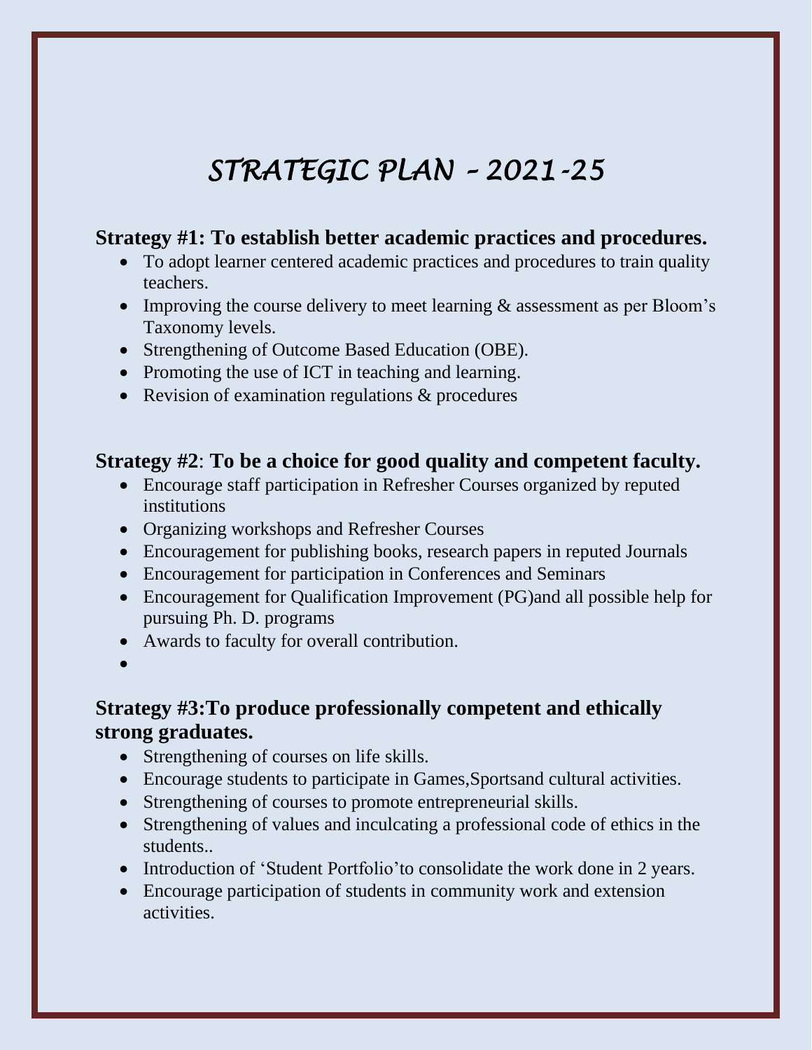# *STRATEGIC PLAN – 2021-25*

**Strategy #1: To establish better academic practices and procedures.**

- To adopt learner centered academic practices and procedures to train quality teachers.
- Improving the course delivery to meet learning & assessment as per Bloom's Taxonomy levels.
- Strengthening of Outcome Based Education (OBE).
- Promoting the use of ICT in teaching and learning.
- Revision of examination regulations & procedures

**Strategy #2**: **To be a choice for good quality and competent faculty.**

- Encourage staff participation in Refresher Courses organized by reputed institutions
- Organizing workshops and Refresher Courses
- Encouragement for publishing books, research papers in reputed Journals
- Encouragement for participation in Conferences and Seminars
- Encouragement for Qualification Improvement (PG)and all possible help for pursuing Ph. D. programs
- Awards to faculty for overall contribution.
- 

**Strategy #3:To produce professionally competent and ethically strong graduates.**

- Strengthening of courses on life skills.
- Encourage students to participate in Games,Sportsand cultural activities.
- Strengthening of courses to promote entrepreneurial skills.
- Strengthening of values and inculcating a professional code of ethics in the students..
- Introduction of 'Student Portfolio'to consolidate the work done in 2 years.
- Encourage participation of students in community work and extension activities.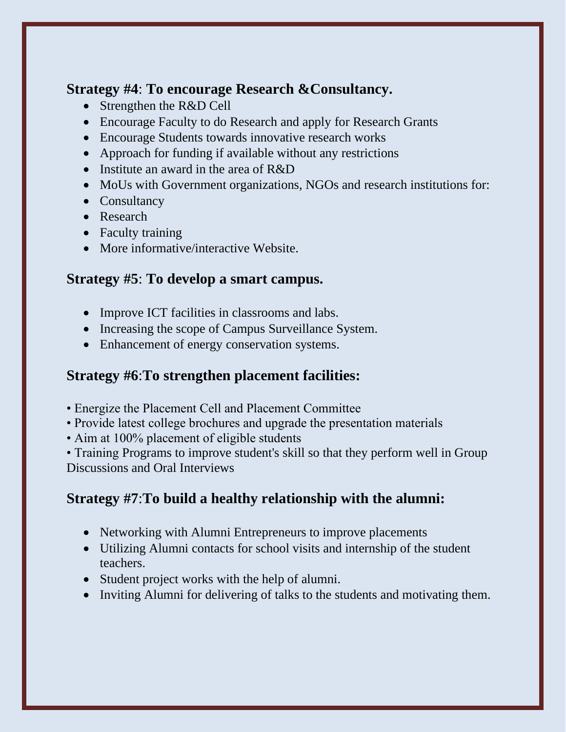**Strategy #4**: **To encourage Research &Consultancy.**

- Strengthen the R&D Cell
- Encourage Faculty to do Research and apply for Research Grants
- Encourage Students towards innovative research works
- Approach for funding if available without any restrictions
- Institute an award in the area of R&D
- MoUs with Government organizations, NGOs and research institutions for:
- Consultancy
- Research
- Faculty training
- More informative/interactive Website.

**Strategy #5**: **To develop a smart campus.**

- Improve ICT facilities in classrooms and labs.
- Increasing the scope of Campus Surveillance System.
- Enhancement of energy conservation systems.

**Strategy #6**:**To strengthen placement facilities:**

- Energize the Placement Cell and Placement Committee
- Provide latest college brochures and upgrade the presentation materials
- Aim at 100% placement of eligible students
- Training Programs to improve student's skill so that they perform well in Group Discussions and Oral Interviews

**Strategy #7**:**To build a healthy relationship with the alumni:**

- Networking with Alumni Entrepreneurs to improve placements
- Utilizing Alumni contacts for school visits and internship of the student teachers.
- Student project works with the help of alumni.
- Inviting Alumni for delivering of talks to the students and motivating them.